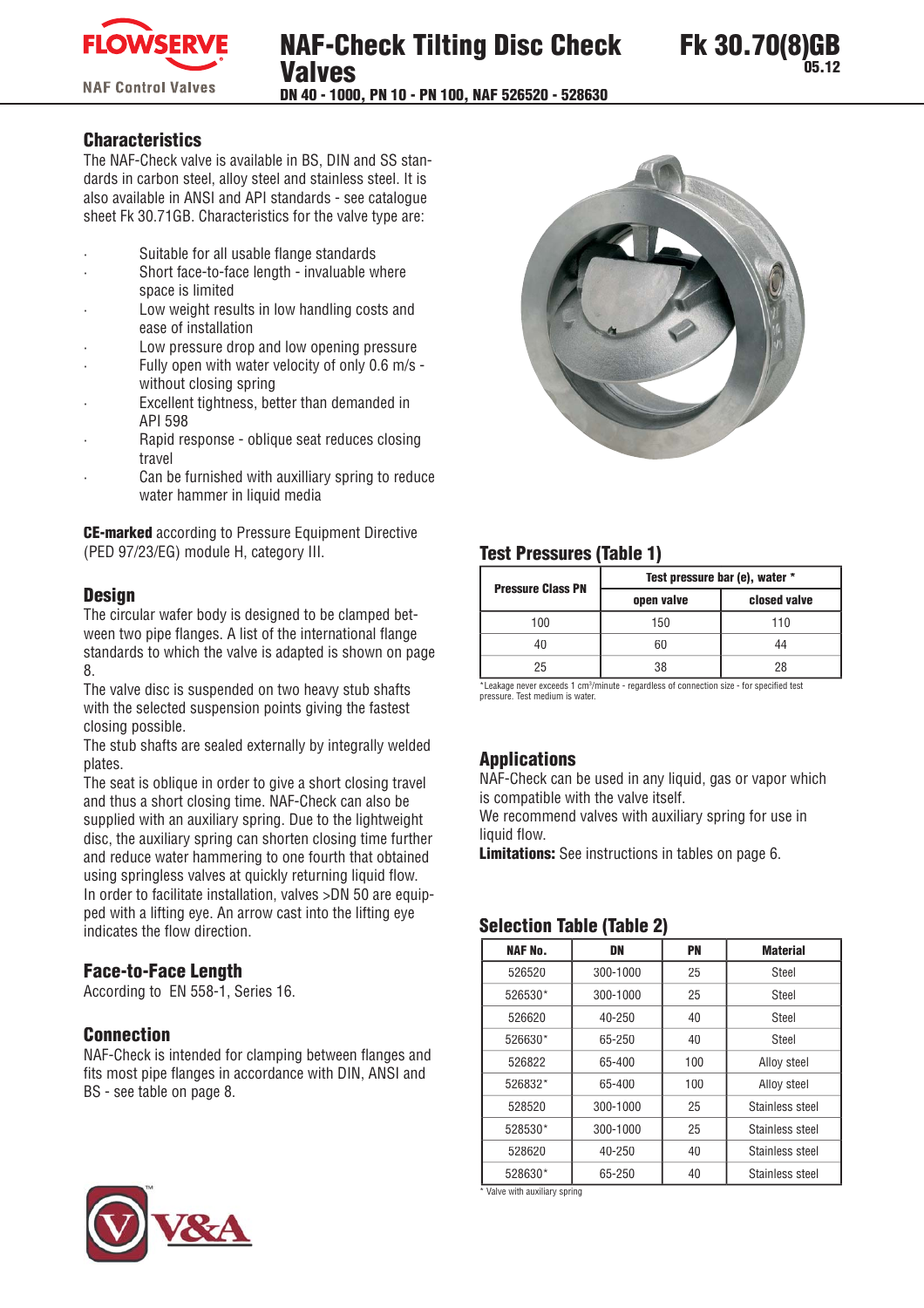# NAF-Check Tilting Disc Check Valves

Fk 30.70(8)GB
05.12

DN 40 - 1000, PN 10 - PN 100, NAF 526520 - 528630

## Characteristics

The NAF-Check valve is available in BS, DIN and SS standards in carbon steel, alloy steel and stainless steel. It is also available in ANSI and API standards - see catalogue sheet Fk 30.71GB. Characteristics for the valve type are:

- Suitable for all usable flange standards
- Short face-to-face length - invaluable where space is limited
- Low weight results in low handling costs and ease of installation
- Low pressure drop and low opening pressure
- Fully open with water velocity of only 0.6 m/s - without closing spring
- Excellent tightness, better than demanded in API 598
- Rapid response - oblique seat reduces closing travel
- Can be furnished with auxilliary spring to reduce water hammer in liquid media

**CE-marked** according to Pressure Equipment Directive (PED 97/23/EG) module H, category III.

## Design

The circular wafer body is designed to be clamped between two pipe flanges. A list of the international flange standards to which the valve is adapted is shown on page 8.

The valve disc is suspended on two heavy stub shafts with the selected suspension points giving the fastest closing possible.

The stub shafts are sealed externally by integrally welded plates.

The seat is oblique in order to give a short closing travel and thus a short closing time. NAF-Check can also be supplied with an auxiliary spring. Due to the lightweight disc, the auxiliary spring can shorten closing time further and reduce water hammering to one fourth that obtained using springless valves at quickly returning liquid flow.

In order to facilitate installation, valves >DN 50 are equipped with a lifting eye. An arrow cast into the lifting eye indicates the flow direction.

## Face-to-Face Length

According to EN 558-1, Series 16.

## Connection

NAF-Check is intended for clamping between flanges and fits most pipe flanges in accordance with DIN, ANSI and BS - see table on page 8.

## Test Pressures (Table 1)

| Pressure Class PN | Test pressure bar (e), water * | |
|---|---|---|
| | open valve | closed valve |
| 100 | 150 | 110 |
| 40 | 60 | 44 |
| 25 | 38 | 28 |

*Leakage never exceeds 1 cm$^3$/minute - regardless of connection size - for specified test pressure. Test medium is water.

## Applications

NAF-Check can be used in any liquid, gas or vapor which is compatible with the valve itself.

We recommend valves with auxiliary spring for use in liquid flow.

**Limitations:** See instructions in tables on page 6.

## Selection Table (Table 2)

| NAF No. | DN | PN | Material |
|---|---|---|---|
| 526520 | 300-1000 | 25 | Steel |
| 526530* | 300-1000 | 25 | Steel |
| 526620 | 40-250 | 40 | Steel |
| 526630* | 65-250 | 40 | Steel |
| 526822 | 65-400 | 100 | Alloy steel |
| 526832* | 65-400 | 100 | Alloy steel |
| 528520 | 300-1000 | 25 | Stainless steel |
| 528530* | 300-1000 | 25 | Stainless steel |
| 528620 | 40-250 | 40 | Stainless steel |
| 528630* | 65-250 | 40 | Stainless steel |

* Valve with auxiliary spring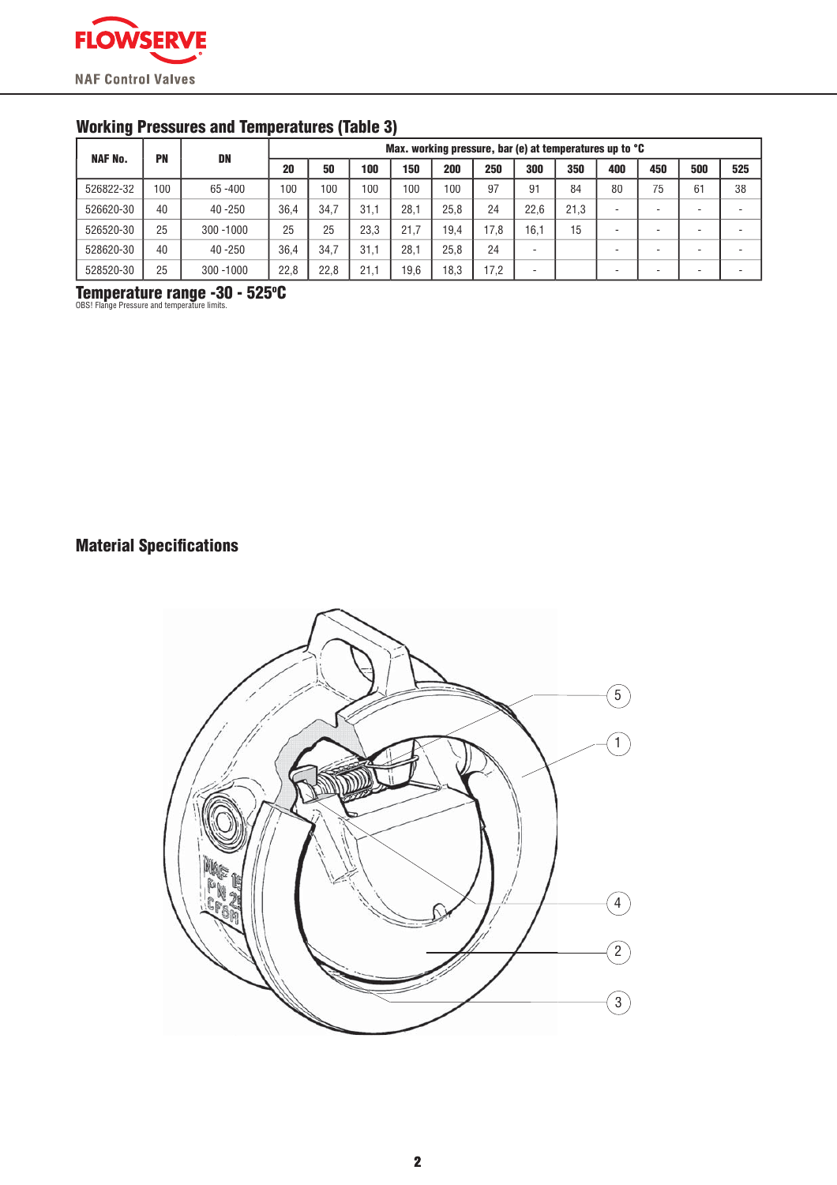## Working Pressures and Temperatures (Table 3)

| NAF No. | PN | DN | Max. working pressure, bar (e) at temperatures up to °C | | | | | | | | | | | |
|---|---|---|---|---|---|---|---|---|---|---|---|---|---|---|
| | | | 20 | 50 | 100 | 150 | 200 | 250 | 300 | 350 | 400 | 450 | 500 | 525 |
| 526822-32 | 100 | 65 -400 | 100 | 100 | 100 | 100 | 100 | 97 | 91 | 84 | 80 | 75 | 61 | 38 |
| 526620-30 | 40 | 40 -250 | 36,4 | 34,7 | 31,1 | 28,1 | 25,8 | 24 | 22,6 | 21,3 | - | - | - | - |
| 526520-30 | 25 | 300 -1000 | 25 | 25 | 23,3 | 21,7 | 19,4 | 17,8 | 16,1 | 15 | - | - | - | - |
| 528620-30 | 40 | 40 -250 | 36,4 | 34,7 | 31,1 | 28,1 | 25,8 | 24 | - | | - | - | - | - |
| 528520-30 | 25 | 300 -1000 | 22,8 | 22,8 | 21,1 | 19,6 | 18,3 | 17,2 | - | | - | - | - | - |

**Temperature range -30 - 525ºC**

OBS! Flange Pressure and temperature limits.

## Material Specifications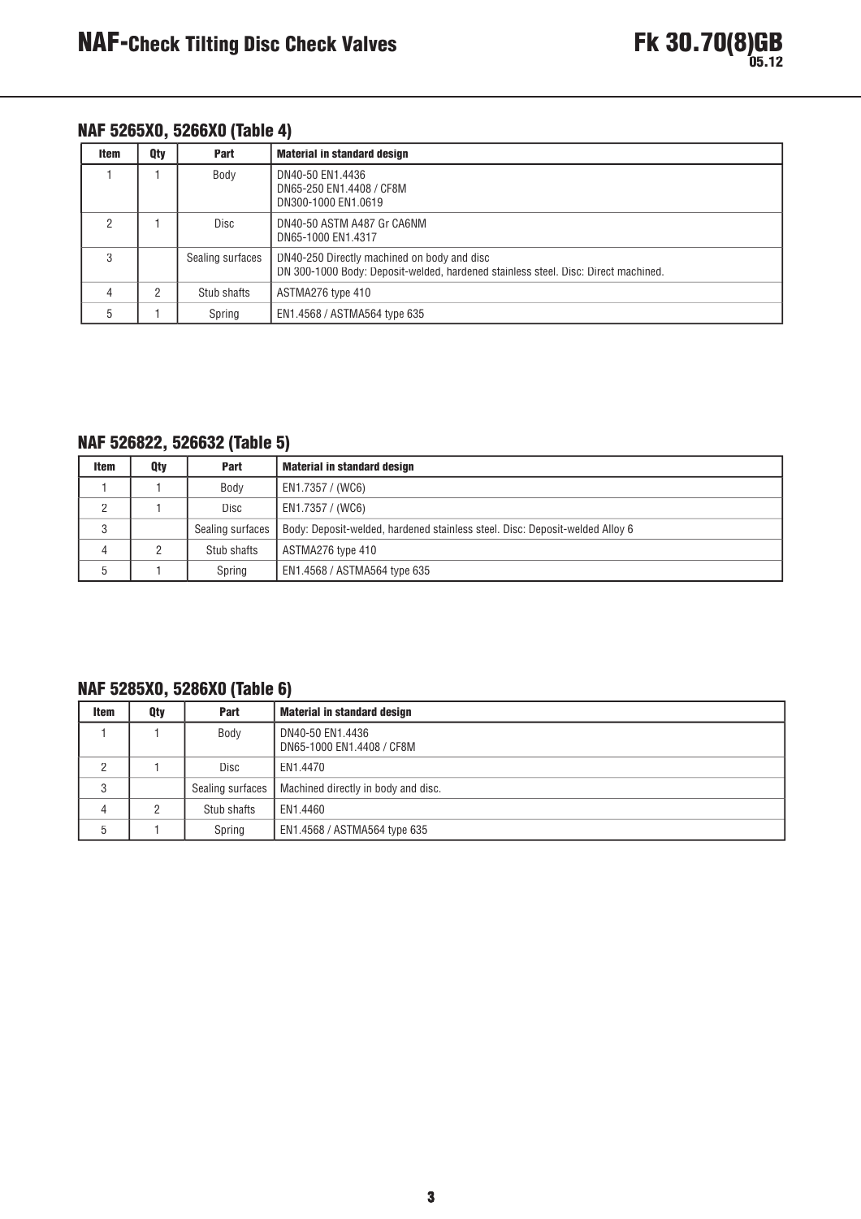### NAF 5265X0, 5266X0 (Table 4)

| Item | Qty | Part | Material in standard design |
|---|---|---|---|
| 1 | 1 | Body | DN40-50 EN1.4436<br>DN65-250 EN1.4408 / CF8M<br>DN300-1000 EN1.0619 |
| 2 | 1 | Disc | DN40-50 ASTM A487 Gr CA6NM<br>DN65-1000 EN1.4317 |
| 3 | | Sealing surfaces | DN40-250 Directly machined on body and disc<br>DN 300-1000 Body: Deposit-welded, hardened stainless steel. Disc: Direct machined. |
| 4 | 2 | Stub shafts | ASTMA276 type 410 |
| 5 | 1 | Spring | EN1.4568 / ASTMA564 type 635 |

### NAF 526822, 526632 (Table 5)

| Item | Qty | Part | Material in standard design |
|---|---|---|---|
| 1 | 1 | Body | EN1.7357 / (WC6) |
| 2 | 1 | Disc | EN1.7357 / (WC6) |
| 3 | | Sealing surfaces | Body: Deposit-welded, hardened stainless steel. Disc: Deposit-welded Alloy 6 |
| 4 | 2 | Stub shafts | ASTMA276 type 410 |
| 5 | 1 | Spring | EN1.4568 / ASTMA564 type 635 |

### NAF 5285X0, 5286X0 (Table 6)

| Item | Qty | Part | Material in standard design |
|---|---|---|---|
| 1 | 1 | Body | DN40-50 EN1.4436<br>DN65-1000 EN1.4408 / CF8M |
| 2 | 1 | Disc | EN1.4470 |
| 3 | | Sealing surfaces | Machined directly in body and disc. |
| 4 | 2 | Stub shafts | EN1.4460 |
| 5 | 1 | Spring | EN1.4568 / ASTMA564 type 635 |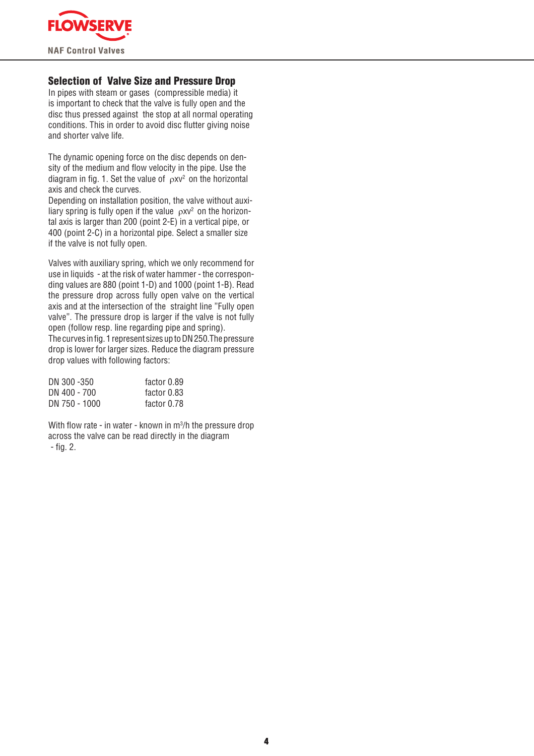## Selection of Valve Size and Pressure Drop

In pipes with steam or gases (compressible media) it is important to check that the valve is fully open and the disc thus pressed against the stop at all normal operating conditions. This in order to avoid disc flutter giving noise and shorter valve life.

The dynamic opening force on the disc depends on density of the medium and flow velocity in the pipe. Use the diagram in fig. 1. Set the value of $\rho x v^2$ on the horizontal axis and check the curves.

Depending on installation position, the valve without auxiliary spring is fully open if the value $\rho x v^2$ on the horizontal axis is larger than 200 (point 2-E) in a vertical pipe, or 400 (point 2-C) in a horizontal pipe. Select a smaller size if the valve is not fully open.

Valves with auxiliary spring, which we only recommend for use in liquids - at the risk of water hammer - the corresponding values are 880 (point 1-D) and 1000 (point 1-B). Read the pressure drop across fully open valve on the vertical axis and at the intersection of the straight line "Fully open valve". The pressure drop is larger if the valve is not fully open (follow resp. line regarding pipe and spring).

The curves in fig. 1 represent sizes up to DN 250. The pressure drop is lower for larger sizes. Reduce the diagram pressure drop values with following factors:

| | |
|---|---|
| DN 300 -350 | factor 0.89 |
| DN 400 - 700 | factor 0.83 |
| DN 750 - 1000 | factor 0.78 |

With flow rate - in water - known in $m^3/h$ the pressure drop across the valve can be read directly in the diagram - fig. 2.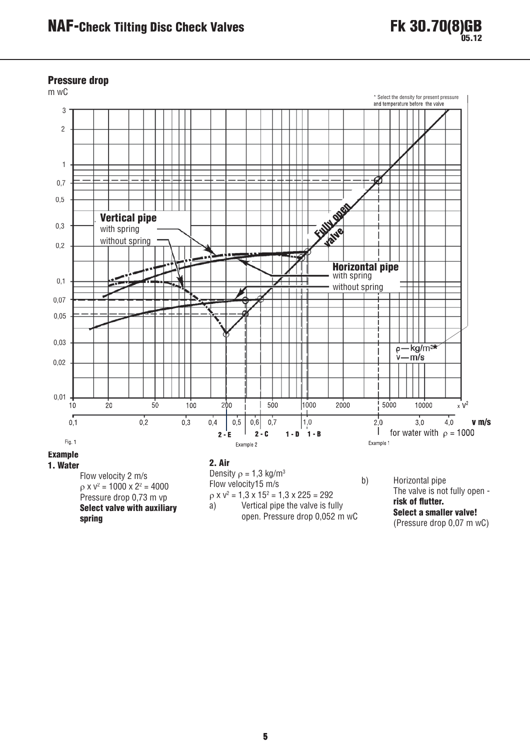## Pressure drop

m wC

\* Select the density for present pressure and temperature before the valve

Vertical pipe
with spring
without spring

Fully open valve

Horizontal pipe
with spring
without spring

ρ — kg/m³\*
v — m/s

$\rho \times v^2$

v m/s

2 - E   2 - C   1 - D   1 - B

for water with ρ = 1000

Example 2   Example 1

Fig. 1

### Example

**1. Water**

Flow velocity 2 m/s
$\rho \times v^2 = 1000 \times 2^2 = 4000$
Pressure drop 0,73 m vp
**Select valve with auxiliary spring**

**2. Air**

Density $\rho = 1{,}3$ kg/m$^3$
Flow velocity15 m/s
$\rho \times v^2 = 1{,}3 \times 15^2 = 1{,}3 \times 225 = 292$

a) Vertical pipe the valve is fully open. Pressure drop 0,052 m wC

b) Horizontal pipe
The valve is not fully open - **risk of flutter.**
**Select a smaller valve!**
(Pressure drop 0,07 m wC)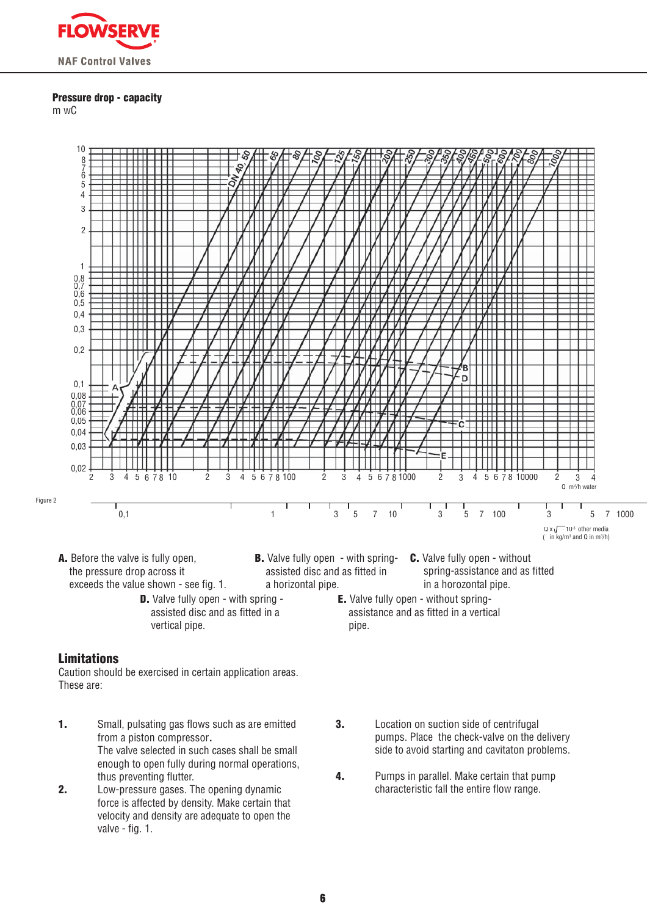**Pressure drop - capacity**
m wC

Figure 2

**A.** Before the valve is fully open, the pressure drop across it exceeds the value shown - see fig. 1.

**B.** Valve fully open - with spring-assisted disc and as fitted in a horizontal pipe.

**C.** Valve fully open - without spring-assistance and as fitted in a horozontal pipe.

**D.** Valve fully open - with spring - assisted disc and as fitted in a vertical pipe.

**E.** Valve fully open - without spring-assistance and as fitted in a vertical pipe.

## Limitations

Caution should be exercised in certain application areas. These are:

**1.** Small, pulsating gas flows such as are emitted from a piston compressor.
The valve selected in such cases shall be small enough to open fully during normal operations, thus preventing flutter.

**2.** Low-pressure gases. The opening dynamic force is affected by density. Make certain that velocity and density are adequate to open the valve - fig. 1.

**3.** Location on suction side of centrifugal pumps. Place the check-valve on the delivery side to avoid starting and cavitaton problems.

**4.** Pumps in parallel. Make certain that pump characteristic fall the entire flow range.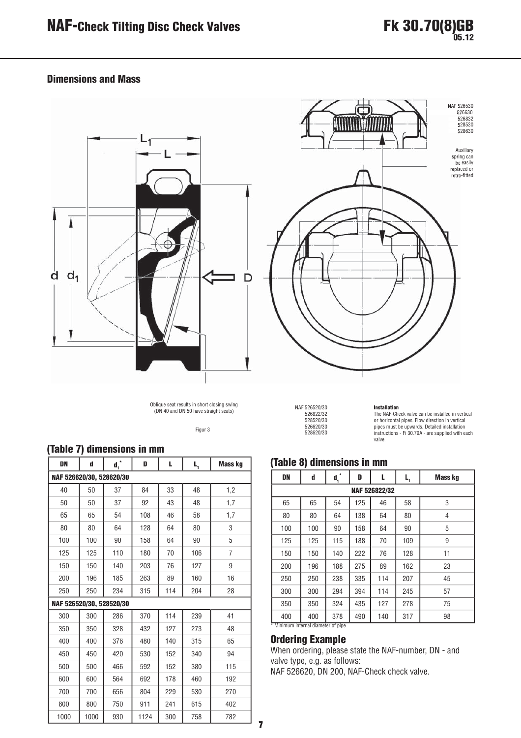# NAF-Check Tilting Disc Check Valves

## Dimensions and Mass

NAF 526530
526630
526832
528530
528630

Auxiliary spring can be easily replaced or retro-fitted

Oblique seat results in short closing swing (DN 40 and DN 50 have straight seats)

Figur 3

NAF 526520/30
526822/32
528520/30
526620/30
528620/30

**Installation**
The NAF-Check valve can be installed in vertical or horizontal pipes. Flow direction in vertical pipes must be upwards. Detailed installation instructions - Fi 30.79A - are supplied with each valve.

## (Table 7) dimensions in mm

| DN | d | $d_1$* | D | L | $L_1$ | Mass kg |
|---|---|---|---|---|---|---|
| **NAF 526620/30, 528620/30** | | | | | | |
| 40 | 50 | 37 | 84 | 33 | 48 | 1,2 |
| 50 | 50 | 37 | 92 | 43 | 48 | 1,7 |
| 65 | 65 | 54 | 108 | 46 | 58 | 1,7 |
| 80 | 80 | 64 | 128 | 64 | 80 | 3 |
| 100 | 100 | 90 | 158 | 64 | 90 | 5 |
| 125 | 125 | 110 | 180 | 70 | 106 | 7 |
| 150 | 150 | 140 | 203 | 76 | 127 | 9 |
| 200 | 196 | 185 | 263 | 89 | 160 | 16 |
| 250 | 250 | 234 | 315 | 114 | 204 | 28 |
| **NAF 526520/30, 528520/30** | | | | | | |
| 300 | 300 | 286 | 370 | 114 | 239 | 41 |
| 350 | 350 | 328 | 432 | 127 | 273 | 48 |
| 400 | 400 | 376 | 480 | 140 | 315 | 65 |
| 450 | 450 | 420 | 530 | 152 | 340 | 94 |
| 500 | 500 | 466 | 592 | 152 | 380 | 115 |
| 600 | 600 | 564 | 692 | 178 | 460 | 192 |
| 700 | 700 | 656 | 804 | 229 | 530 | 270 |
| 800 | 800 | 750 | 911 | 241 | 615 | 402 |
| 1000 | 1000 | 930 | 1124 | 300 | 758 | 782 |

## (Table 8) dimensions in mm

| DN | d | $d_1$* | D | L | $L_1$ | Mass kg |
|---|---|---|---|---|---|---|
| **NAF 526822/32** | | | | | | |
| 65 | 65 | 54 | 125 | 46 | 58 | 3 |
| 80 | 80 | 64 | 138 | 64 | 80 | 4 |
| 100 | 100 | 90 | 158 | 64 | 90 | 5 |
| 125 | 125 | 115 | 188 | 70 | 109 | 9 |
| 150 | 150 | 140 | 222 | 76 | 128 | 11 |
| 200 | 196 | 188 | 275 | 89 | 162 | 23 |
| 250 | 250 | 238 | 335 | 114 | 207 | 45 |
| 300 | 300 | 294 | 394 | 114 | 245 | 57 |
| 350 | 350 | 324 | 435 | 127 | 278 | 75 |
| 400 | 400 | 378 | 490 | 140 | 317 | 98 |

\* Minimum internal diameter of pipe

## Ordering Example

When ordering, please state the NAF-number, DN - and valve type, e.g. as follows:
NAF 526620, DN 200, NAF-Check check valve.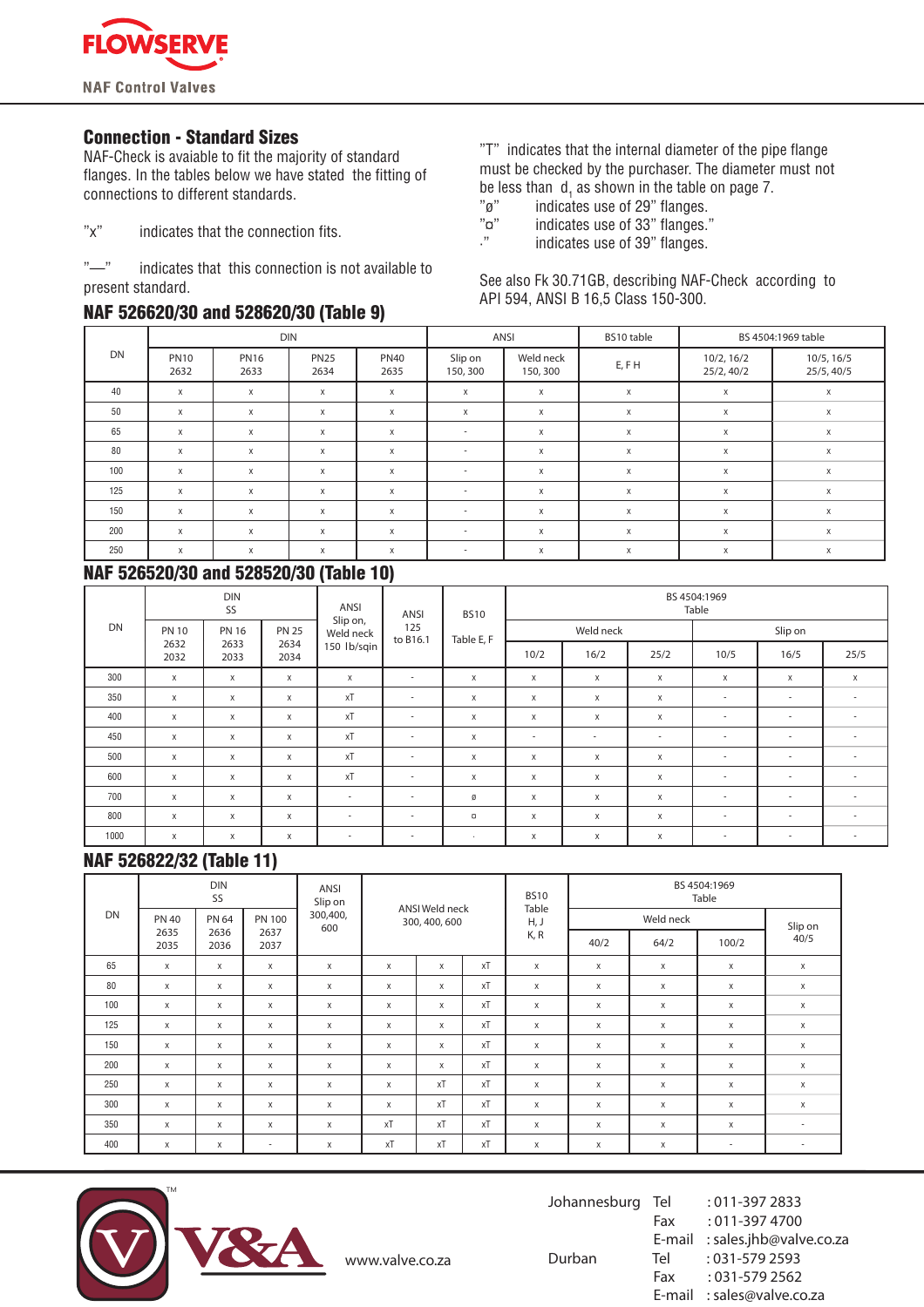## Connection - Standard Sizes

NAF-Check is avaiable to fit the majority of standard flanges. In the tables below we have stated the fitting of connections to different standards.

"x" indicates that the connection fits.

"—" indicates that this connection is not available to present standard.

"T" indicates that the internal diameter of the pipe flange must be checked by the purchaser. The diameter must not be less than $d_1$ as shown in the table on page 7.

"ø" indicates use of 29" flanges.

"¤" indicates use of 33" flanges."

·" indicates use of 39" flanges.

See also Fk 30.71GB, describing NAF-Check according to API 594, ANSI B 16,5 Class 150-300.

### NAF 526620/30 and 528620/30 (Table 9)

| DN | DIN | | | | ANSI | | BS10 table | BS 4504:1969 table | |
|---|---|---|---|---|---|---|---|---|---|
| | PN10 2632 | PN16 2633 | PN25 2634 | PN40 2635 | Slip on 150, 300 | Weld neck 150, 300 | E, F H | 10/2, 16/2 25/2, 40/2 | 10/5, 16/5 25/5, 40/5 |
| 40 | x | x | x | x | x | x | x | x | x |
| 50 | x | x | x | x | x | x | x | x | x |
| 65 | x | x | x | x | - | x | x | x | x |
| 80 | x | x | x | x | - | x | x | x | x |
| 100 | x | x | x | x | - | x | x | x | x |
| 125 | x | x | x | x | - | x | x | x | x |
| 150 | x | x | x | x | - | x | x | x | x |
| 200 | x | x | x | x | - | x | x | x | x |
| 250 | x | x | x | x | - | x | x | x | x |

### NAF 526520/30 and 528520/30 (Table 10)

| DN | DIN SS | | | ANSI Slip on, Weld neck 150 lb/sqin | ANSI 125 to B16.1 | BS10 Table E, F | BS 4504:1969 Table | | | | | |
|---|---|---|---|---|---|---|---|---|---|---|---|---|
| | | | | | | | Weld neck | | | Slip on | | |
| | PN 10 2632 2032 | PN 16 2633 2033 | PN 25 2634 2034 | | | | 10/2 | 16/2 | 25/2 | 10/5 | 16/5 | 25/5 |
| 300 | x | x | x | x | - | x | x | x | x | x | x | x |
| 350 | x | x | x | xT | - | x | x | x | x | - | - | - |
| 400 | x | x | x | xT | - | x | x | x | x | - | - | - |
| 450 | x | x | x | xT | - | x | - | - | - | - | - | - |
| 500 | x | x | x | xT | - | x | x | x | x | - | - | - |
| 600 | x | x | x | xT | - | x | x | x | x | - | - | - |
| 700 | x | x | x | - | - | ø | x | x | x | - | - | - |
| 800 | x | x | x | - | - | ¤ | x | x | x | - | - | - |
| 1000 | x | x | x | - | - | · | x | x | x | - | - | - |

### NAF 526822/32 (Table 11)

| DN | DIN SS | | | ANSI Slip on 300,400, 600 | ANSI Weld neck 300, 400, 600 | | | BS10 Table H, J K, R | BS 4504:1969 Table | | | |
|---|---|---|---|---|---|---|---|---|---|---|---|---|
| | | | | | | | | | Weld neck | | | Slip on 40/5 |
| | PN 40 2635 2035 | PN 64 2636 2036 | PN 100 2637 2037 | | | | | | 40/2 | 64/2 | 100/2 | |
| 65 | x | x | x | x | x | x | xT | x | x | x | x | x |
| 80 | x | x | x | x | x | x | xT | x | x | x | x | x |
| 100 | x | x | x | x | x | x | xT | x | x | x | x | x |
| 125 | x | x | x | x | x | x | xT | x | x | x | x | x |
| 150 | x | x | x | x | x | x | xT | x | x | x | x | x |
| 200 | x | x | x | x | x | x | xT | x | x | x | x | x |
| 250 | x | x | x | x | x | xT | xT | x | x | x | x | x |
| 300 | x | x | x | x | x | xT | xT | x | x | x | x | x |
| 350 | x | x | x | x | xT | xT | xT | x | x | x | x | - |
| 400 | x | x | - | x | xT | xT | xT | x | x | x | - | - |

www.valve.co.za

Johannesburg Tel : 011-397 2833
Fax : 011-397 4700
E-mail : sales.jhb@valve.co.za

Durban Tel : 031-579 2593
Fax : 031-579 2562
E-mail : sales@valve.co.za